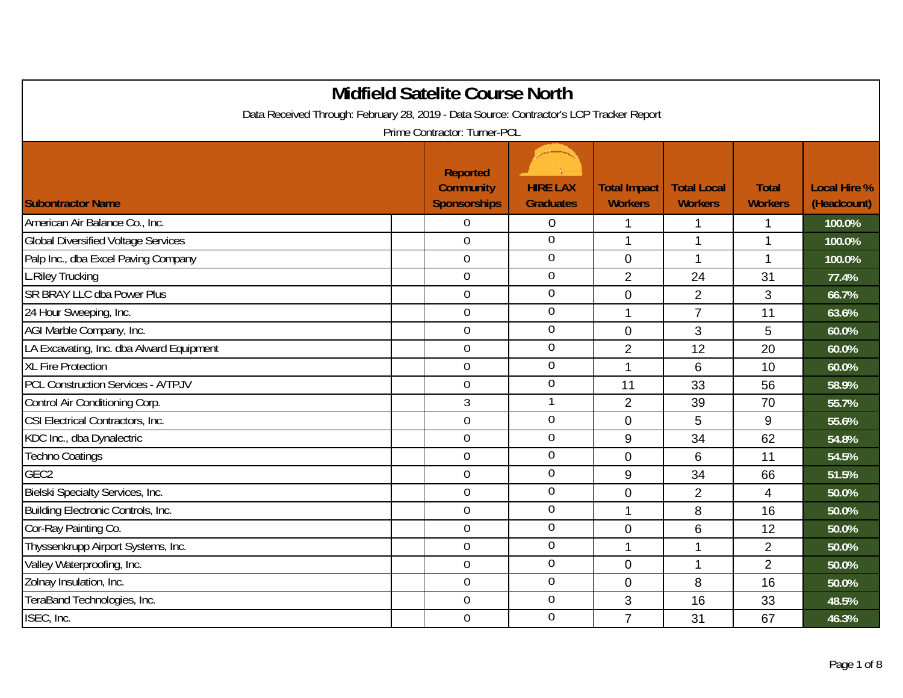# Midfield Satelite Course North

Data Received Through: February 28, 2019 - Data Source: Contractor's LCP Tracker Report

Prime Contractor: Turner-PCL

| Subontractor Name | Reported Community Sponsorships | HIRE LAX Graduates | Total Impact Workers | Total Local Workers | Total Workers | Local Hire % (Headcount) |
|---|---|---|---|---|---|---|
| American Air Balance Co., Inc. | 0 | 0 | 1 | 1 | 1 | 100.0% |
| Global Diversified Voltage Services | 0 | 0 | 1 | 1 | 1 | 100.0% |
| Palp Inc., dba Excel Paving Company | 0 | 0 | 0 | 1 | 1 | 100.0% |
| L.Riley Trucking | 0 | 0 | 2 | 24 | 31 | 77.4% |
| SR BRAY LLC dba Power Plus | 0 | 0 | 0 | 2 | 3 | 66.7% |
| 24 Hour Sweeping, Inc. | 0 | 0 | 1 | 7 | 11 | 63.6% |
| AGI Marble Company, Inc. | 0 | 0 | 0 | 3 | 5 | 60.0% |
| LA Excavating, Inc. dba Alward Equipment | 0 | 0 | 2 | 12 | 20 | 60.0% |
| XL Fire Protection | 0 | 0 | 1 | 6 | 10 | 60.0% |
| PCL Construction Services - A/TPJV | 0 | 0 | 11 | 33 | 56 | 58.9% |
| Control Air Conditioning Corp. | 3 | 1 | 2 | 39 | 70 | 55.7% |
| CSI Electrical Contractors, Inc. | 0 | 0 | 0 | 5 | 9 | 55.6% |
| KDC Inc., dba Dynalectric | 0 | 0 | 9 | 34 | 62 | 54.8% |
| Techno Coatings | 0 | 0 | 0 | 6 | 11 | 54.5% |
| GEC2 | 0 | 0 | 9 | 34 | 66 | 51.5% |
| Bielski Specialty Services, Inc. | 0 | 0 | 0 | 2 | 4 | 50.0% |
| Building Electronic Controls, Inc. | 0 | 0 | 1 | 8 | 16 | 50.0% |
| Cor-Ray Painting Co. | 0 | 0 | 0 | 6 | 12 | 50.0% |
| Thyssenkrupp Airport Systems, Inc. | 0 | 0 | 1 | 1 | 2 | 50.0% |
| Valley Waterproofing, Inc. | 0 | 0 | 0 | 1 | 2 | 50.0% |
| Zolnay Insulation, Inc. | 0 | 0 | 0 | 8 | 16 | 50.0% |
| TeraBand Technologies, Inc. | 0 | 0 | 3 | 16 | 33 | 48.5% |
| ISEC, Inc. | 0 | 0 | 7 | 31 | 67 | 46.3% |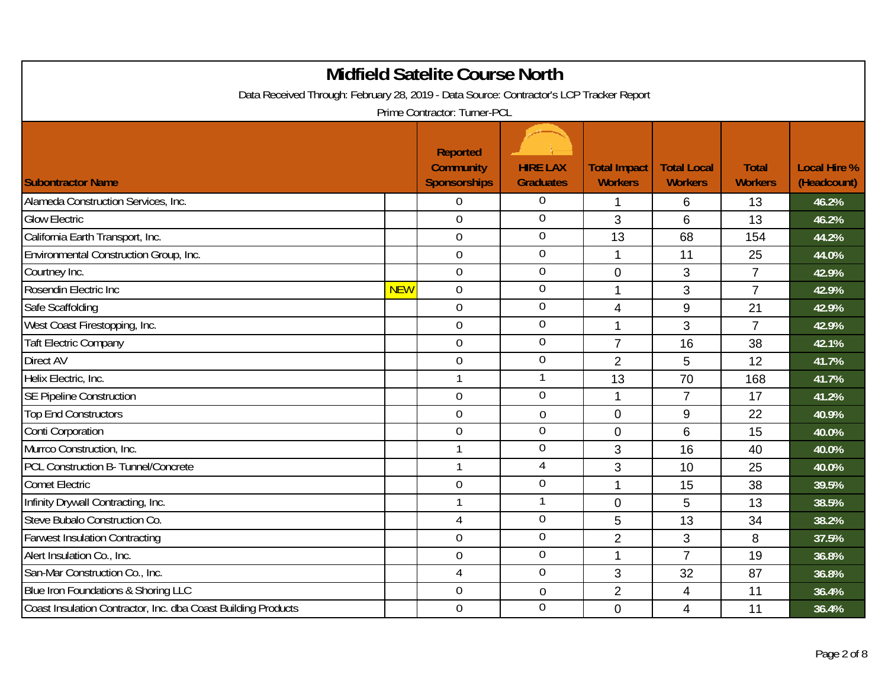# Midfield Satelite Course North

Data Received Through: February 28, 2019 - Data Source: Contractor's LCP Tracker Report

Prime Contractor: Turner-PCL

| Subcontractor Name | | Reported Community Sponsorships | HIRE LAX Graduates | Total Impact Workers | Total Local Workers | Total Workers | Local Hire % (Headcount) |
|---|---|---|---|---|---|---|---|
| Alameda Construction Services, Inc. | | 0 | 0 | 1 | 6 | 13 | 46.2% |
| Glow Electric | | 0 | 0 | 3 | 6 | 13 | 46.2% |
| California Earth Transport, Inc. | | 0 | 0 | 13 | 68 | 154 | 44.2% |
| Environmental Construction Group, Inc. | | 0 | 0 | 1 | 11 | 25 | 44.0% |
| Courtney Inc. | | 0 | 0 | 0 | 3 | 7 | 42.9% |
| Rosendin Electric Inc | NEW | 0 | 0 | 1 | 3 | 7 | 42.9% |
| Safe Scaffolding | | 0 | 0 | 4 | 9 | 21 | 42.9% |
| West Coast Firestopping, Inc. | | 0 | 0 | 1 | 3 | 7 | 42.9% |
| Taft Electric Company | | 0 | 0 | 7 | 16 | 38 | 42.1% |
| Direct AV | | 0 | 0 | 2 | 5 | 12 | 41.7% |
| Helix Electric, Inc. | | 1 | 1 | 13 | 70 | 168 | 41.7% |
| SE Pipeline Construction | | 0 | 0 | 1 | 7 | 17 | 41.2% |
| Top End Constructors | | 0 | 0 | 0 | 9 | 22 | 40.9% |
| Conti Corporation | | 0 | 0 | 0 | 6 | 15 | 40.0% |
| Murrco Construction, Inc. | | 1 | 0 | 3 | 16 | 40 | 40.0% |
| PCL Construction B- Tunnel/Concrete | | 1 | 4 | 3 | 10 | 25 | 40.0% |
| Comet Electric | | 0 | 0 | 1 | 15 | 38 | 39.5% |
| Infinity Drywall Contracting, Inc. | | 1 | 1 | 0 | 5 | 13 | 38.5% |
| Steve Bubalo Construction Co. | | 4 | 0 | 5 | 13 | 34 | 38.2% |
| Farwest Insulation Contracting | | 0 | 0 | 2 | 3 | 8 | 37.5% |
| Alert Insulation Co., Inc. | | 0 | 0 | 1 | 7 | 19 | 36.8% |
| San-Mar Construction Co., Inc. | | 4 | 0 | 3 | 32 | 87 | 36.8% |
| Blue Iron Foundations & Shoring LLC | | 0 | 0 | 2 | 4 | 11 | 36.4% |
| Coast Insulation Contractor, Inc. dba Coast Building Products | | 0 | 0 | 0 | 4 | 11 | 36.4% |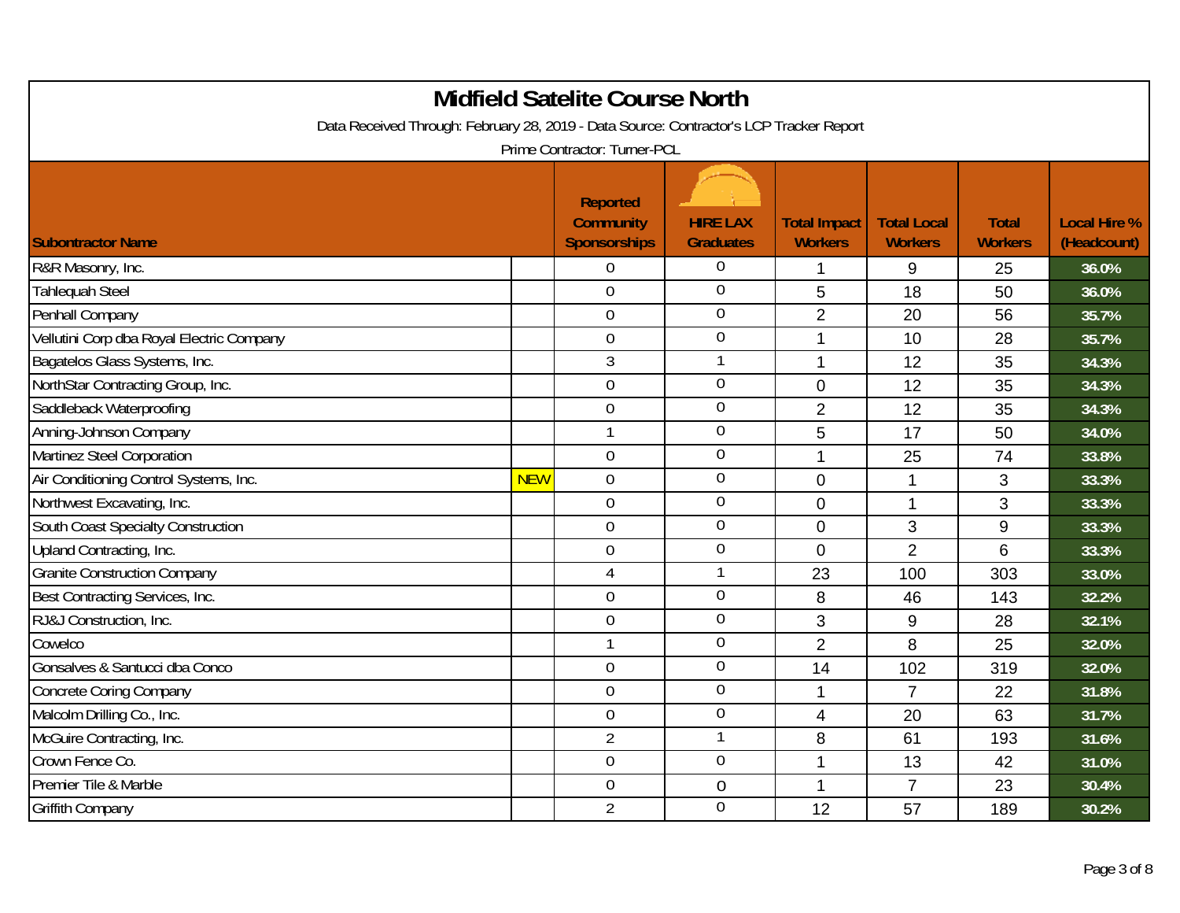# Midfield Satelite Course North

Data Received Through: February 28, 2019 - Data Source: Contractor's LCP Tracker Report

Prime Contractor: Turner-PCL

| Subcontractor Name | | Reported Community Sponsorships | HIRE LAX Graduates | Total Impact Workers | Total Local Workers | Total Workers | Local Hire % (Headcount) |
|---|---|---|---|---|---|---|---|
| R&R Masonry, Inc. | | 0 | 0 | 1 | 9 | 25 | 36.0% |
| Tahlequah Steel | | 0 | 0 | 5 | 18 | 50 | 36.0% |
| Penhall Company | | 0 | 0 | 2 | 20 | 56 | 35.7% |
| Vellutini Corp dba Royal Electric Company | | 0 | 0 | 1 | 10 | 28 | 35.7% |
| Bagatelos Glass Systems, Inc. | | 3 | 1 | 1 | 12 | 35 | 34.3% |
| NorthStar Contracting Group, Inc. | | 0 | 0 | 0 | 12 | 35 | 34.3% |
| Saddleback Waterproofing | | 0 | 0 | 2 | 12 | 35 | 34.3% |
| Anning-Johnson Company | | 1 | 0 | 5 | 17 | 50 | 34.0% |
| Martinez Steel Corporation | | 0 | 0 | 1 | 25 | 74 | 33.8% |
| Air Conditioning Control Systems, Inc. | NEW | 0 | 0 | 0 | 1 | 3 | 33.3% |
| Northwest Excavating, Inc. | | 0 | 0 | 0 | 1 | 3 | 33.3% |
| South Coast Specialty Construction | | 0 | 0 | 0 | 3 | 9 | 33.3% |
| Upland Contracting, Inc. | | 0 | 0 | 0 | 2 | 6 | 33.3% |
| Granite Construction Company | | 4 | 1 | 23 | 100 | 303 | 33.0% |
| Best Contracting Services, Inc. | | 0 | 0 | 8 | 46 | 143 | 32.2% |
| RJ&J Construction, Inc. | | 0 | 0 | 3 | 9 | 28 | 32.1% |
| Cowelco | | 1 | 0 | 2 | 8 | 25 | 32.0% |
| Gonsalves & Santucci dba Conco | | 0 | 0 | 14 | 102 | 319 | 32.0% |
| Concrete Coring Company | | 0 | 0 | 1 | 7 | 22 | 31.8% |
| Malcolm Drilling Co., Inc. | | 0 | 0 | 4 | 20 | 63 | 31.7% |
| McGuire Contracting, Inc. | | 2 | 1 | 8 | 61 | 193 | 31.6% |
| Crown Fence Co. | | 0 | 0 | 1 | 13 | 42 | 31.0% |
| Premier Tile & Marble | | 0 | 0 | 1 | 7 | 23 | 30.4% |
| Griffith Company | | 2 | 0 | 12 | 57 | 189 | 30.2% |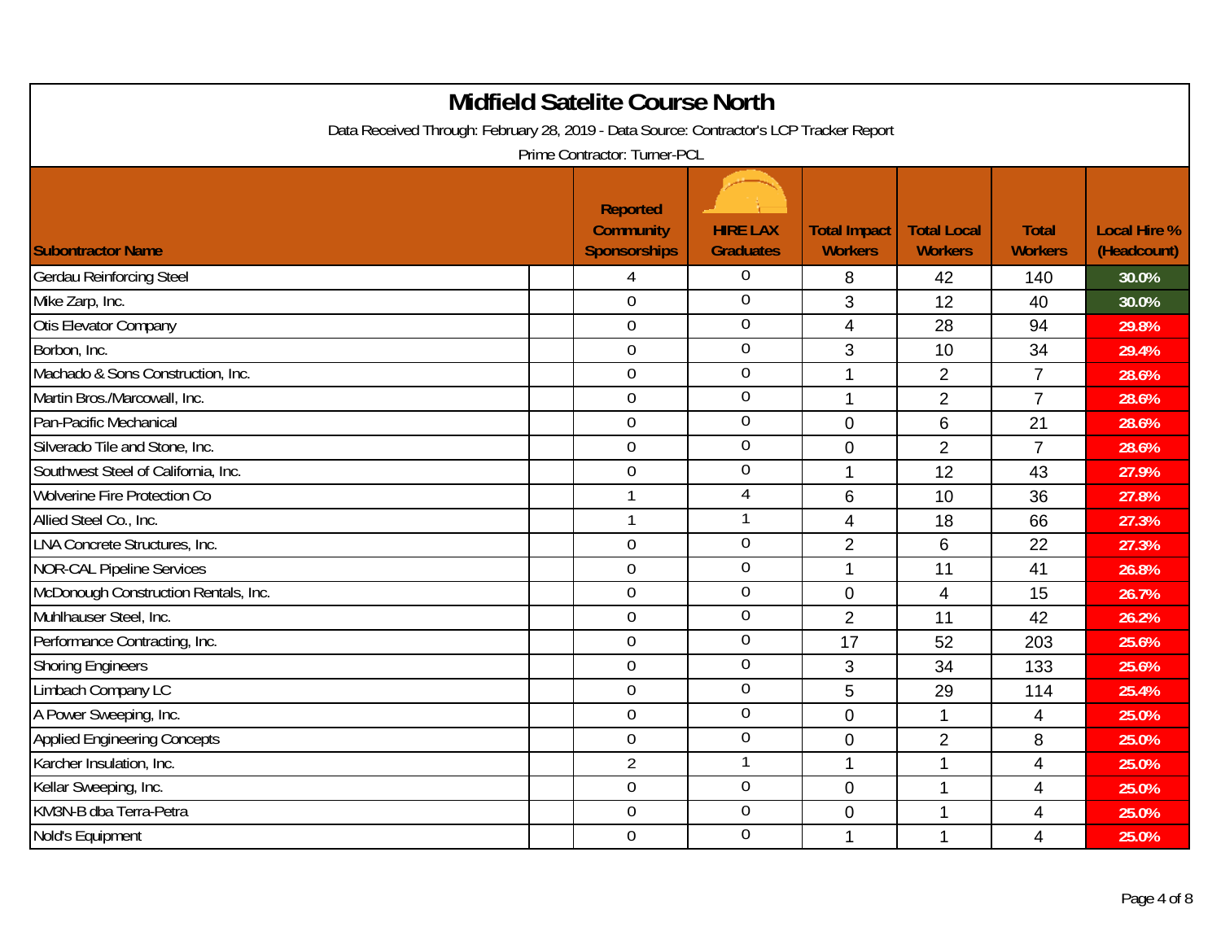# Midfield Satelite Course North

Data Received Through: February 28, 2019 - Data Source: Contractor's LCP Tracker Report

Prime Contractor: Turner-PCL

| Subontractor Name | Reported Community Sponsorships | HIRE LAX Graduates | Total Impact Workers | Total Local Workers | Total Workers | Local Hire % (Headcount) |
|---|---|---|---|---|---|---|
| Gerdau Reinforcing Steel | 4 | 0 | 8 | 42 | 140 | 30.0% |
| Mike Zarp, Inc. | 0 | 0 | 3 | 12 | 40 | 30.0% |
| Otis Elevator Company | 0 | 0 | 4 | 28 | 94 | 29.8% |
| Borbon, Inc. | 0 | 0 | 3 | 10 | 34 | 29.4% |
| Machado & Sons Construction, Inc. | 0 | 0 | 1 | 2 | 7 | 28.6% |
| Martin Bros./Marcowall, Inc. | 0 | 0 | 1 | 2 | 7 | 28.6% |
| Pan-Pacific Mechanical | 0 | 0 | 0 | 6 | 21 | 28.6% |
| Silverado Tile and Stone, Inc. | 0 | 0 | 0 | 2 | 7 | 28.6% |
| Southwest Steel of California, Inc. | 0 | 0 | 1 | 12 | 43 | 27.9% |
| Wolverine Fire Protection Co | 1 | 4 | 6 | 10 | 36 | 27.8% |
| Allied Steel Co., Inc. | 1 | 1 | 4 | 18 | 66 | 27.3% |
| LNA Concrete Structures, Inc. | 0 | 0 | 2 | 6 | 22 | 27.3% |
| NOR-CAL Pipeline Services | 0 | 0 | 1 | 11 | 41 | 26.8% |
| McDonough Construction Rentals, Inc. | 0 | 0 | 0 | 4 | 15 | 26.7% |
| Muhlhauser Steel, Inc. | 0 | 0 | 2 | 11 | 42 | 26.2% |
| Performance Contracting, Inc. | 0 | 0 | 17 | 52 | 203 | 25.6% |
| Shoring Engineers | 0 | 0 | 3 | 34 | 133 | 25.6% |
| Limbach Company LC | 0 | 0 | 5 | 29 | 114 | 25.4% |
| A Power Sweeping, Inc. | 0 | 0 | 0 | 1 | 4 | 25.0% |
| Applied Engineering Concepts | 0 | 0 | 0 | 2 | 8 | 25.0% |
| Karcher Insulation, Inc. | 2 | 1 | 1 | 1 | 4 | 25.0% |
| Kellar Sweeping, Inc. | 0 | 0 | 0 | 1 | 4 | 25.0% |
| KM3N-B dba Terra-Petra | 0 | 0 | 0 | 1 | 4 | 25.0% |
| Nold's Equipment | 0 | 0 | 1 | 1 | 4 | 25.0% |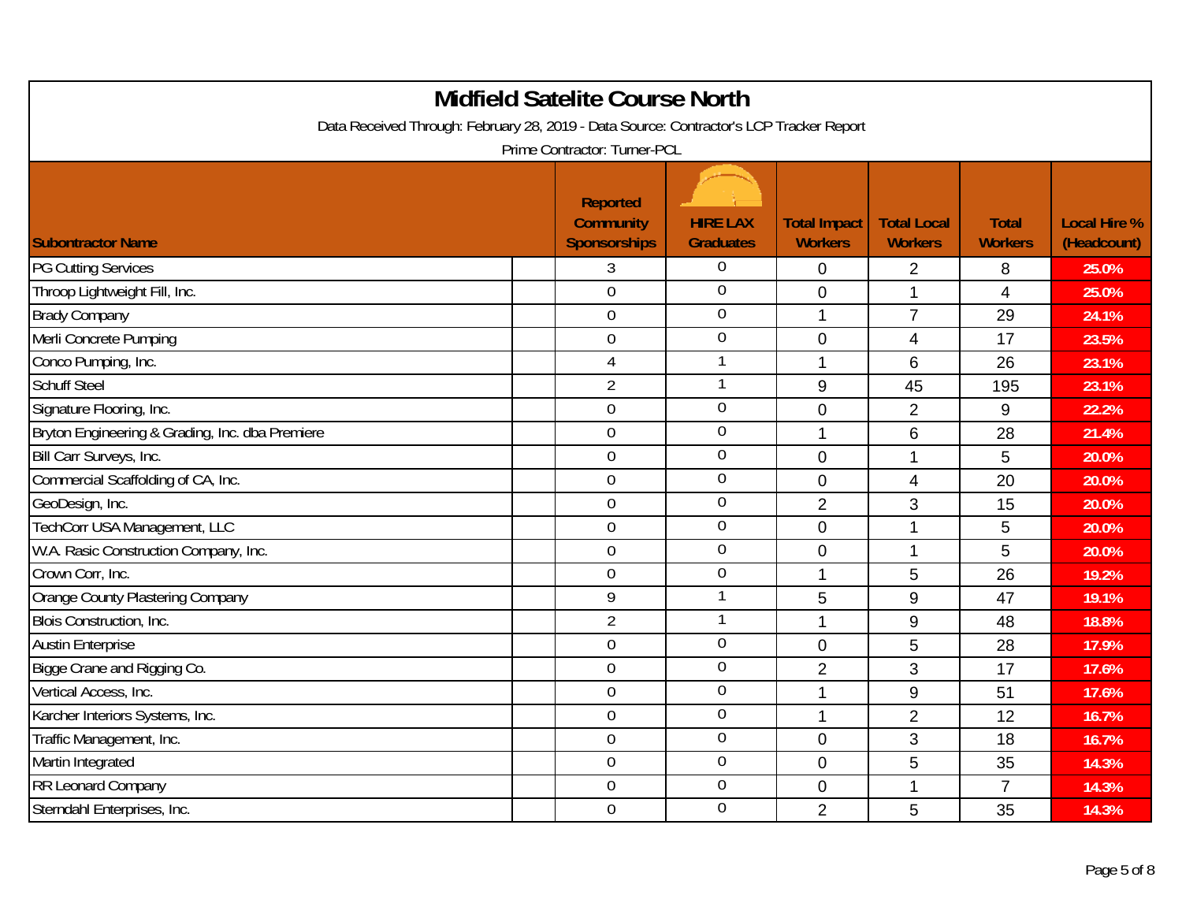# Midfield Satelite Course North

Data Received Through: February 28, 2019 - Data Source: Contractor's LCP Tracker Report

Prime Contractor: Turner-PCL

| Subontractor Name | Reported Community Sponsorships | HIRE LAX Graduates | Total Impact Workers | Total Local Workers | Total Workers | Local Hire % (Headcount) |
|---|---|---|---|---|---|---|
| PG Cutting Services | 3 | 0 | 0 | 2 | 8 | 25.0% |
| Throop Lightweight Fill, Inc. | 0 | 0 | 0 | 1 | 4 | 25.0% |
| Brady Company | 0 | 0 | 1 | 7 | 29 | 24.1% |
| Merli Concrete Pumping | 0 | 0 | 0 | 4 | 17 | 23.5% |
| Conco Pumping, Inc. | 4 | 1 | 1 | 6 | 26 | 23.1% |
| Schuff Steel | 2 | 1 | 9 | 45 | 195 | 23.1% |
| Signature Flooring, Inc. | 0 | 0 | 0 | 2 | 9 | 22.2% |
| Bryton Engineering & Grading, Inc. dba Premiere | 0 | 0 | 1 | 6 | 28 | 21.4% |
| Bill Carr Surveys, Inc. | 0 | 0 | 0 | 1 | 5 | 20.0% |
| Commercial Scaffolding of CA, Inc. | 0 | 0 | 0 | 4 | 20 | 20.0% |
| GeoDesign, Inc. | 0 | 0 | 2 | 3 | 15 | 20.0% |
| TechCorr USA Management, LLC | 0 | 0 | 0 | 1 | 5 | 20.0% |
| W.A. Rasic Construction Company, Inc. | 0 | 0 | 0 | 1 | 5 | 20.0% |
| Crown Corr, Inc. | 0 | 0 | 1 | 5 | 26 | 19.2% |
| Orange County Plastering Company | 9 | 1 | 5 | 9 | 47 | 19.1% |
| Blois Construction, Inc. | 2 | 1 | 1 | 9 | 48 | 18.8% |
| Austin Enterprise | 0 | 0 | 0 | 5 | 28 | 17.9% |
| Bigge Crane and Rigging Co. | 0 | 0 | 2 | 3 | 17 | 17.6% |
| Vertical Access, Inc. | 0 | 0 | 1 | 9 | 51 | 17.6% |
| Karcher Interiors Systems, Inc. | 0 | 0 | 1 | 2 | 12 | 16.7% |
| Traffic Management, Inc. | 0 | 0 | 0 | 3 | 18 | 16.7% |
| Martin Integrated | 0 | 0 | 0 | 5 | 35 | 14.3% |
| RR Leonard Company | 0 | 0 | 0 | 1 | 7 | 14.3% |
| Sterndahl Enterprises, Inc. | 0 | 0 | 2 | 5 | 35 | 14.3% |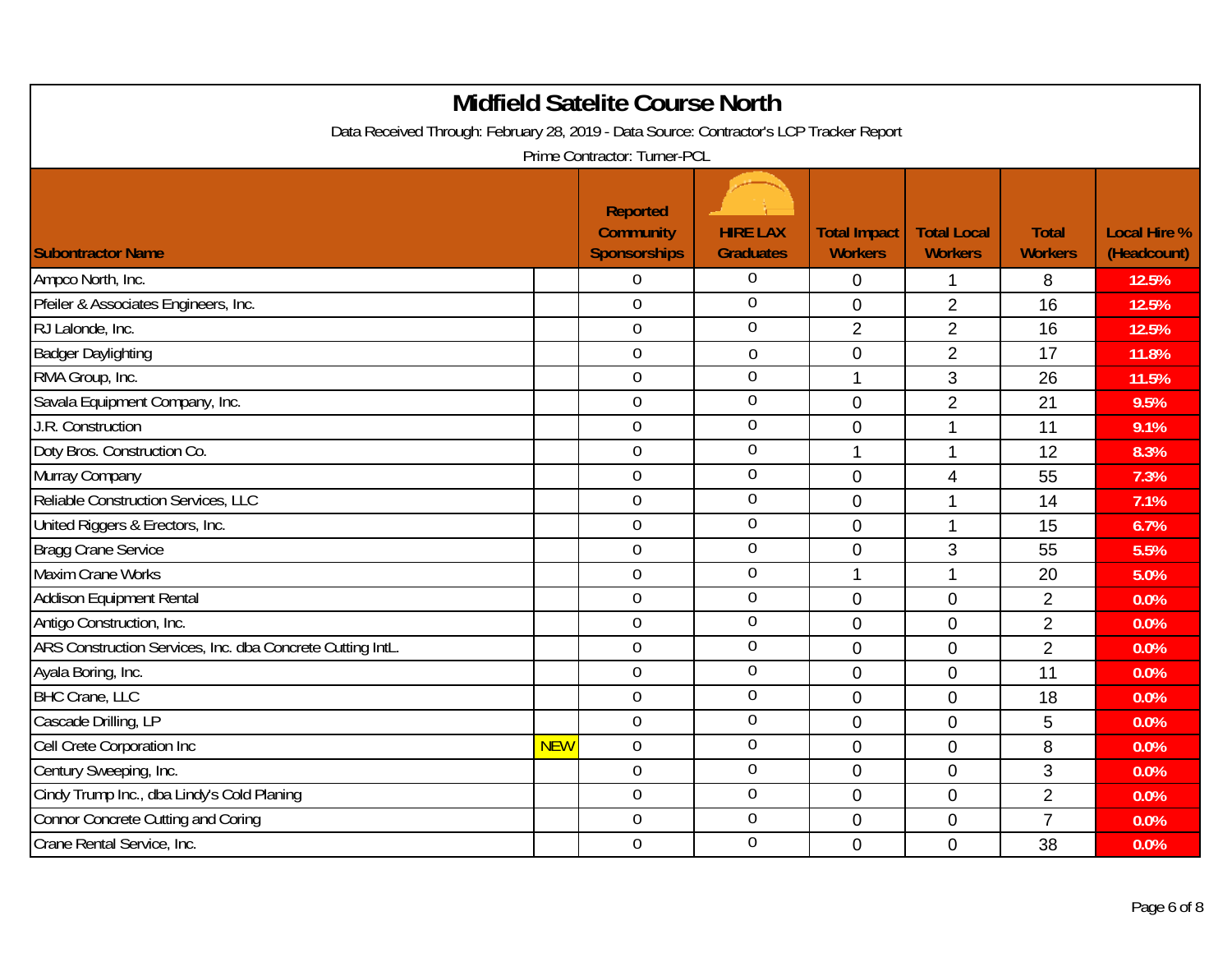# Midfield Satelite Course North

Data Received Through: February 28, 2019 - Data Source: Contractor's LCP Tracker Report

Prime Contractor: Turner-PCL

| Subontractor Name | | Reported Community Sponsorships | HIRE LAX Graduates | Total Impact Workers | Total Local Workers | Total Workers | Local Hire % (Headcount) |
|---|---|---|---|---|---|---|---|
| Ampco North, Inc. | | 0 | 0 | 0 | 1 | 8 | 12.5% |
| Pfeiler & Associates Engineers, Inc. | | 0 | 0 | 0 | 2 | 16 | 12.5% |
| RJ Lalonde, Inc. | | 0 | 0 | 2 | 2 | 16 | 12.5% |
| Badger Daylighting | | 0 | 0 | 0 | 2 | 17 | 11.8% |
| RMA Group, Inc. | | 0 | 0 | 1 | 3 | 26 | 11.5% |
| Savala Equipment Company, Inc. | | 0 | 0 | 0 | 2 | 21 | 9.5% |
| J.R. Construction | | 0 | 0 | 0 | 1 | 11 | 9.1% |
| Doty Bros. Construction Co. | | 0 | 0 | 1 | 1 | 12 | 8.3% |
| Murray Company | | 0 | 0 | 0 | 4 | 55 | 7.3% |
| Reliable Construction Services, LLC | | 0 | 0 | 0 | 1 | 14 | 7.1% |
| United Riggers & Erectors, Inc. | | 0 | 0 | 0 | 1 | 15 | 6.7% |
| Bragg Crane Service | | 0 | 0 | 0 | 3 | 55 | 5.5% |
| Maxim Crane Works | | 0 | 0 | 1 | 1 | 20 | 5.0% |
| Addison Equipment Rental | | 0 | 0 | 0 | 0 | 2 | 0.0% |
| Antigo Construction, Inc. | | 0 | 0 | 0 | 0 | 2 | 0.0% |
| ARS Construction Services, Inc. dba Concrete Cutting IntL. | | 0 | 0 | 0 | 0 | 2 | 0.0% |
| Ayala Boring, Inc. | | 0 | 0 | 0 | 0 | 11 | 0.0% |
| BHC Crane, LLC | | 0 | 0 | 0 | 0 | 18 | 0.0% |
| Cascade Drilling, LP | | 0 | 0 | 0 | 0 | 5 | 0.0% |
| Cell Crete Corporation Inc | NEW | 0 | 0 | 0 | 0 | 8 | 0.0% |
| Century Sweeping, Inc. | | 0 | 0 | 0 | 0 | 3 | 0.0% |
| Cindy Trump Inc., dba Lindy's Cold Planing | | 0 | 0 | 0 | 0 | 2 | 0.0% |
| Connor Concrete Cutting and Coring | | 0 | 0 | 0 | 0 | 7 | 0.0% |
| Crane Rental Service, Inc. | | 0 | 0 | 0 | 0 | 38 | 0.0% |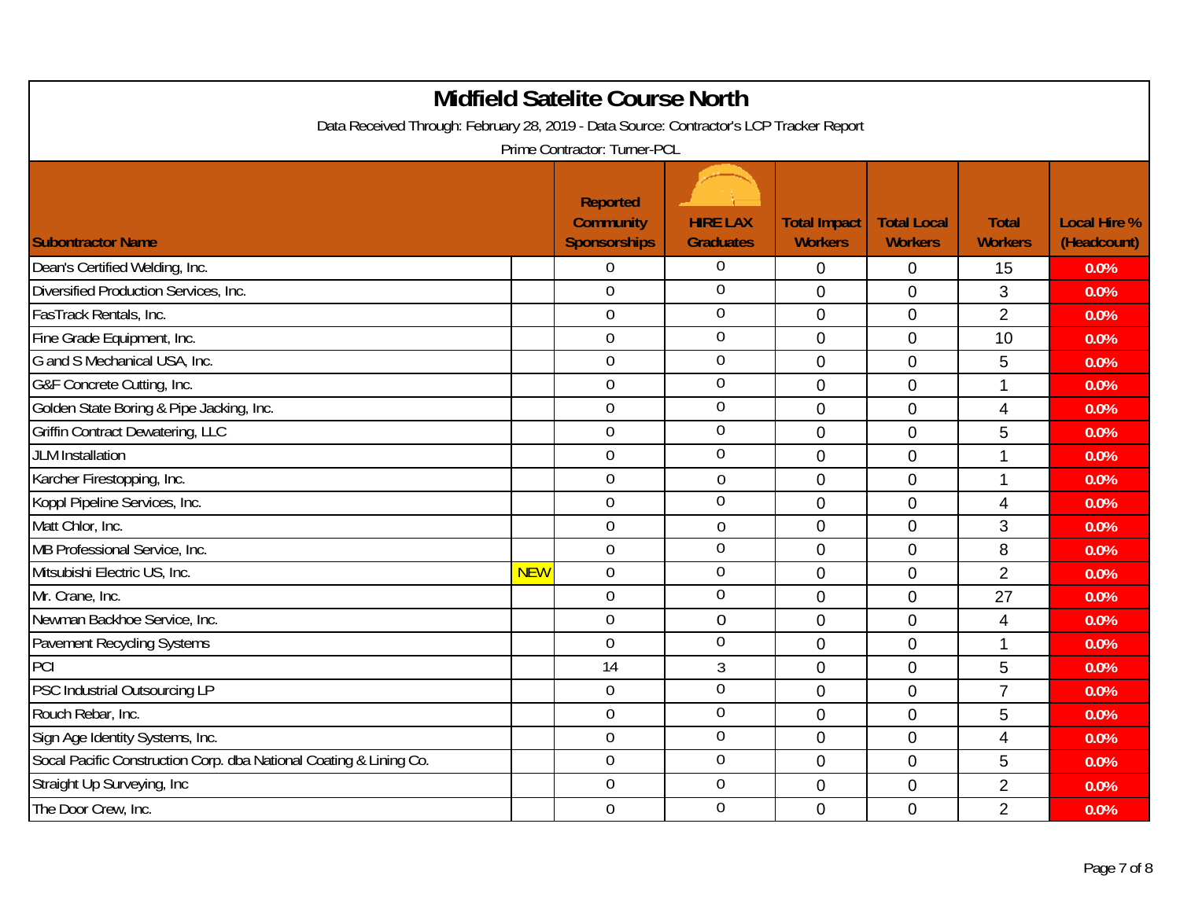# Midfield Satelite Course North

Data Received Through: February 28, 2019 - Data Source: Contractor's LCP Tracker Report

Prime Contractor: Turner-PCL

| Subontractor Name | | Reported Community Sponsorships | HIRE LAX Graduates | Total Impact Workers | Total Local Workers | Total Workers | Local Hire % (Headcount) |
|---|---|---|---|---|---|---|---|
| Dean's Certified Welding, Inc. | | 0 | 0 | 0 | 0 | 15 | 0.0% |
| Diversified Production Services, Inc. | | 0 | 0 | 0 | 0 | 3 | 0.0% |
| FasTrack Rentals, Inc. | | 0 | 0 | 0 | 0 | 2 | 0.0% |
| Fine Grade Equipment, Inc. | | 0 | 0 | 0 | 0 | 10 | 0.0% |
| G and S Mechanical USA, Inc. | | 0 | 0 | 0 | 0 | 5 | 0.0% |
| G&F Concrete Cutting, Inc. | | 0 | 0 | 0 | 0 | 1 | 0.0% |
| Golden State Boring & Pipe Jacking, Inc. | | 0 | 0 | 0 | 0 | 4 | 0.0% |
| Griffin Contract Dewatering, LLC | | 0 | 0 | 0 | 0 | 5 | 0.0% |
| JLM Installation | | 0 | 0 | 0 | 0 | 1 | 0.0% |
| Karcher Firestopping, Inc. | | 0 | 0 | 0 | 0 | 1 | 0.0% |
| Koppl Pipeline Services, Inc. | | 0 | 0 | 0 | 0 | 4 | 0.0% |
| Matt Chlor, Inc. | | 0 | 0 | 0 | 0 | 3 | 0.0% |
| MB Professional Service, Inc. | | 0 | 0 | 0 | 0 | 8 | 0.0% |
| Mitsubishi Electric US, Inc. | NEW | 0 | 0 | 0 | 0 | 2 | 0.0% |
| Mr. Crane, Inc. | | 0 | 0 | 0 | 0 | 27 | 0.0% |
| Newman Backhoe Service, Inc. | | 0 | 0 | 0 | 0 | 4 | 0.0% |
| Pavement Recycling Systems | | 0 | 0 | 0 | 0 | 1 | 0.0% |
| PCI | | 14 | 3 | 0 | 0 | 5 | 0.0% |
| PSC Industrial Outsourcing LP | | 0 | 0 | 0 | 0 | 7 | 0.0% |
| Rouch Rebar, Inc. | | 0 | 0 | 0 | 0 | 5 | 0.0% |
| Sign Age Identity Systems, Inc. | | 0 | 0 | 0 | 0 | 4 | 0.0% |
| Socal Pacific Construction Corp. dba National Coating & Lining Co. | | 0 | 0 | 0 | 0 | 5 | 0.0% |
| Straight Up Surveying, Inc | | 0 | 0 | 0 | 0 | 2 | 0.0% |
| The Door Crew, Inc. | | 0 | 0 | 0 | 0 | 2 | 0.0% |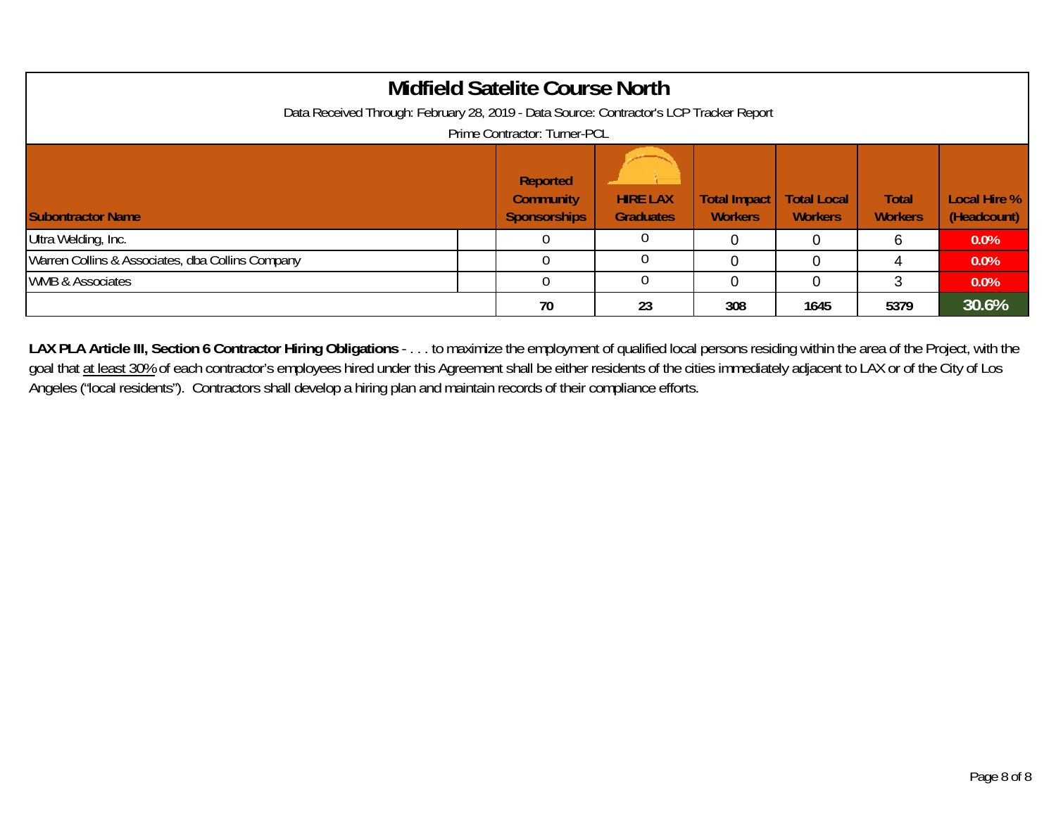# Midfield Satelite Course North

Data Received Through: February 28, 2019 - Data Source: Contractor's LCP Tracker Report

Prime Contractor: Turner-PCL

| Subontractor Name | | Reported Community Sponsorships | HIRE LAX Graduates | Total Impact Workers | Total Local Workers | Total Workers | Local Hire % (Headcount) |
|---|---|---|---|---|---|---|---|
| Ultra Welding, Inc. | | 0 | 0 | 0 | 0 | 6 | 0.0% |
| Warren Collins & Associates, dba Collins Company | | 0 | 0 | 0 | 0 | 4 | 0.0% |
| WMB & Associates | | 0 | 0 | 0 | 0 | 3 | 0.0% |
| | | 70 | 23 | 308 | 1645 | 5379 | 30.6% |

**LAX PLA Article III, Section 6 Contractor Hiring Obligations** - . . . to maximize the employment of qualified local persons residing within the area of the Project, with the goal that at least 30% of each contractor's employees hired under this Agreement shall be either residents of the cities immediately adjacent to LAX or of the City of Los Angeles ("local residents"). Contractors shall develop a hiring plan and maintain records of their compliance efforts.